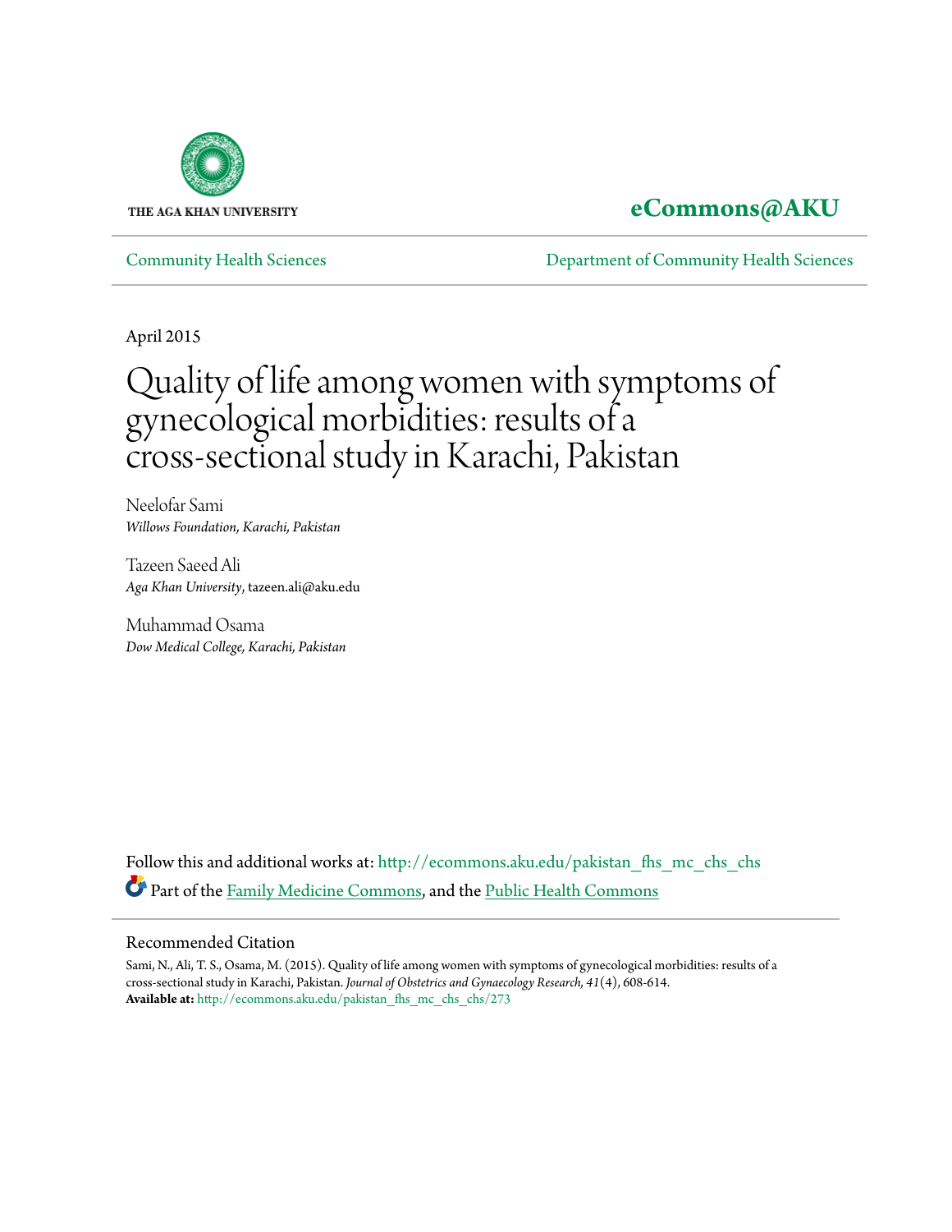THE AGA KHAN UNIVERSITY

**eCommons@AKU**

Community Health Sciences | Department of Community Health Sciences

April 2015

# Quality of life among women with symptoms of gynecological morbidities: results of a cross-sectional study in Karachi, Pakistan

Neelofar Sami
*Willows Foundation, Karachi, Pakistan*

Tazeen Saeed Ali
*Aga Khan University*, tazeen.ali@aku.edu

Muhammad Osama
*Dow Medical College, Karachi, Pakistan*

Follow this and additional works at: http://ecommons.aku.edu/pakistan_fhs_mc_chs_chs

Part of the Family Medicine Commons, and the Public Health Commons

## Recommended Citation

Sami, N., Ali, T. S., Osama, M. (2015). Quality of life among women with symptoms of gynecological morbidities: results of a cross-sectional study in Karachi, Pakistan. *Journal of Obstetrics and Gynaecology Research, 41*(4), 608-614.
**Available at:** http://ecommons.aku.edu/pakistan_fhs_mc_chs_chs/273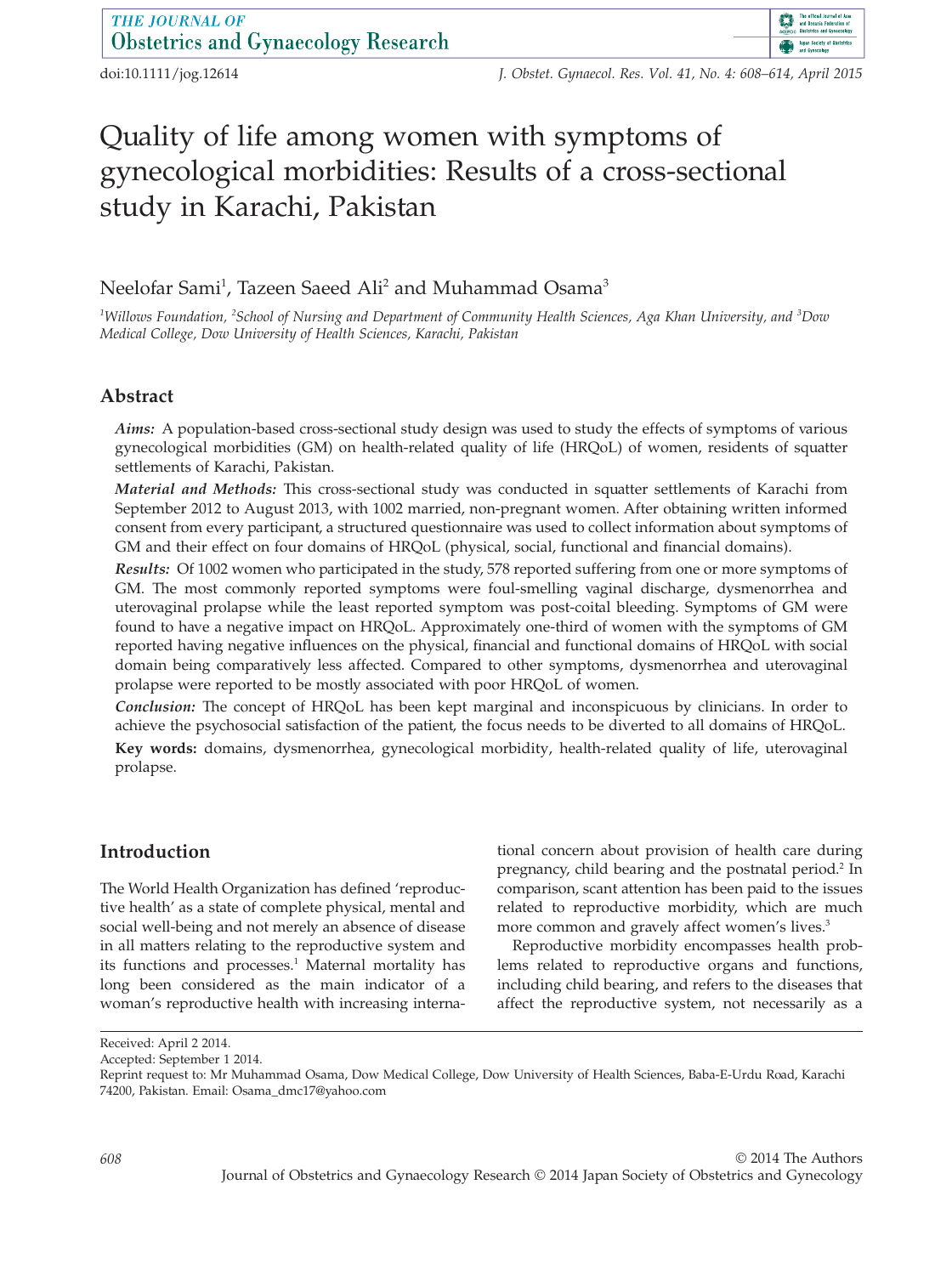# Quality of life among women with symptoms of gynecological morbidities: Results of a cross-sectional study in Karachi, Pakistan

Neelofar Sami[1], Tazeen Saeed Ali[2] and Muhammad Osama[3]

[1]*Willows Foundation,* [2]*School of Nursing and Department of Community Health Sciences, Aga Khan University, and* [3]*Dow Medical College, Dow University of Health Sciences, Karachi, Pakistan*

## Abstract

***Aims:*** A population-based cross-sectional study design was used to study the effects of symptoms of various gynecological morbidities (GM) on health-related quality of life (HRQoL) of women, residents of squatter settlements of Karachi, Pakistan.

***Material and Methods:*** This cross-sectional study was conducted in squatter settlements of Karachi from September 2012 to August 2013, with 1002 married, non-pregnant women. After obtaining written informed consent from every participant, a structured questionnaire was used to collect information about symptoms of GM and their effect on four domains of HRQoL (physical, social, functional and financial domains).

***Results:*** Of 1002 women who participated in the study, 578 reported suffering from one or more symptoms of GM. The most commonly reported symptoms were foul-smelling vaginal discharge, dysmenorrhea and uterovaginal prolapse while the least reported symptom was post-coital bleeding. Symptoms of GM were found to have a negative impact on HRQoL. Approximately one-third of women with the symptoms of GM reported having negative influences on the physical, financial and functional domains of HRQoL with social domain being comparatively less affected. Compared to other symptoms, dysmenorrhea and uterovaginal prolapse were reported to be mostly associated with poor HRQoL of women.

***Conclusion:*** The concept of HRQoL has been kept marginal and inconspicuous by clinicians. In order to achieve the psychosocial satisfaction of the patient, the focus needs to be diverted to all domains of HRQoL.

**Key words:** domains, dysmenorrhea, gynecological morbidity, health-related quality of life, uterovaginal prolapse.

## Introduction

The World Health Organization has defined 'reproductive health' as a state of complete physical, mental and social well-being and not merely an absence of disease in all matters relating to the reproductive system and its functions and processes.[1] Maternal mortality has long been considered as the main indicator of a woman's reproductive health with increasing international concern about provision of health care during pregnancy, child bearing and the postnatal period.[2] In comparison, scant attention has been paid to the issues related to reproductive morbidity, which are much more common and gravely affect women's lives.[3]

Reproductive morbidity encompasses health problems related to reproductive organs and functions, including child bearing, and refers to the diseases that affect the reproductive system, not necessarily as a

Received: April 2 2014.
Accepted: September 1 2014.
Reprint request to: Mr Muhammad Osama, Dow Medical College, Dow University of Health Sciences, Baba-E-Urdu Road, Karachi 74200, Pakistan. Email: Osama_dmc17@yahoo.com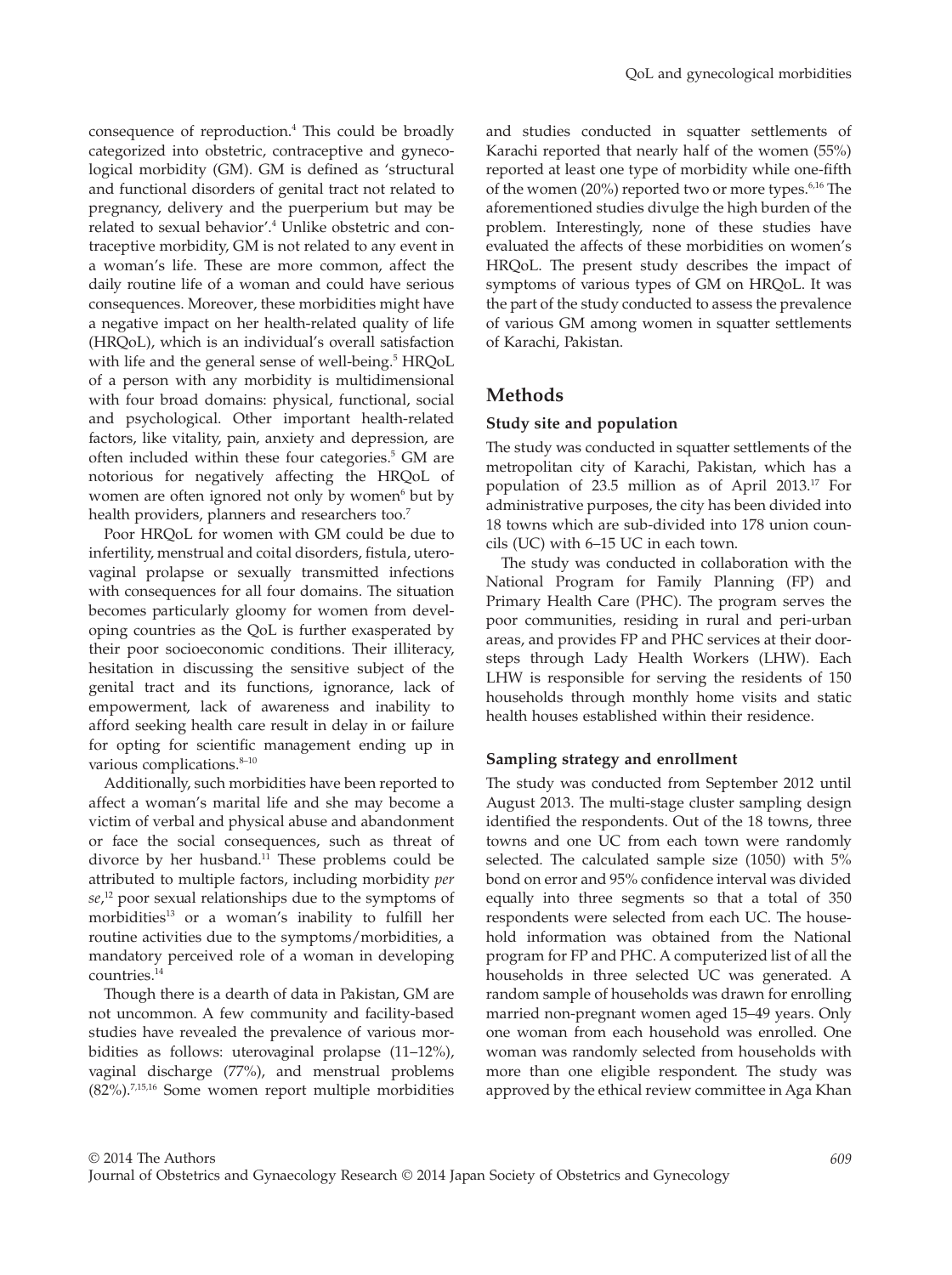consequence of reproduction.[4] This could be broadly categorized into obstetric, contraceptive and gynecological morbidity (GM). GM is defined as 'structural and functional disorders of genital tract not related to pregnancy, delivery and the puerperium but may be related to sexual behavior'.[4] Unlike obstetric and contraceptive morbidity, GM is not related to any event in a woman's life. These are more common, affect the daily routine life of a woman and could have serious consequences. Moreover, these morbidities might have a negative impact on her health-related quality of life (HRQoL), which is an individual's overall satisfaction with life and the general sense of well-being.[5] HRQoL of a person with any morbidity is multidimensional with four broad domains: physical, functional, social and psychological. Other important health-related factors, like vitality, pain, anxiety and depression, are often included within these four categories.[5] GM are notorious for negatively affecting the HRQoL of women are often ignored not only by women[6] but by health providers, planners and researchers too.[7]

Poor HRQoL for women with GM could be due to infertility, menstrual and coital disorders, fistula, uterovaginal prolapse or sexually transmitted infections with consequences for all four domains. The situation becomes particularly gloomy for women from developing countries as the QoL is further exasperated by their poor socioeconomic conditions. Their illiteracy, hesitation in discussing the sensitive subject of the genital tract and its functions, ignorance, lack of empowerment, lack of awareness and inability to afford seeking health care result in delay in or failure for opting for scientific management ending up in various complications.[8–10]

Additionally, such morbidities have been reported to affect a woman's marital life and she may become a victim of verbal and physical abuse and abandonment or face the social consequences, such as threat of divorce by her husband.[11] These problems could be attributed to multiple factors, including morbidity *per se*,[12] poor sexual relationships due to the symptoms of morbidities[13] or a woman's inability to fulfill her routine activities due to the symptoms/morbidities, a mandatory perceived role of a woman in developing countries.[14]

Though there is a dearth of data in Pakistan, GM are not uncommon. A few community and facility-based studies have revealed the prevalence of various morbidities as follows: uterovaginal prolapse (11–12%), vaginal discharge (77%), and menstrual problems (82%).[7,15,16] Some women report multiple morbidities and studies conducted in squatter settlements of Karachi reported that nearly half of the women (55%) reported at least one type of morbidity while one-fifth of the women (20%) reported two or more types.[6,16] The aforementioned studies divulge the high burden of the problem. Interestingly, none of these studies have evaluated the affects of these morbidities on women's HRQoL. The present study describes the impact of symptoms of various types of GM on HRQoL. It was the part of the study conducted to assess the prevalence of various GM among women in squatter settlements of Karachi, Pakistan.

## Methods

### Study site and population

The study was conducted in squatter settlements of the metropolitan city of Karachi, Pakistan, which has a population of 23.5 million as of April 2013.[17] For administrative purposes, the city has been divided into 18 towns which are sub-divided into 178 union councils (UC) with 6–15 UC in each town.

The study was conducted in collaboration with the National Program for Family Planning (FP) and Primary Health Care (PHC). The program serves the poor communities, residing in rural and peri-urban areas, and provides FP and PHC services at their doorsteps through Lady Health Workers (LHW). Each LHW is responsible for serving the residents of 150 households through monthly home visits and static health houses established within their residence.

### Sampling strategy and enrollment

The study was conducted from September 2012 until August 2013. The multi-stage cluster sampling design identified the respondents. Out of the 18 towns, three towns and one UC from each town were randomly selected. The calculated sample size (1050) with 5% bond on error and 95% confidence interval was divided equally into three segments so that a total of 350 respondents were selected from each UC. The household information was obtained from the National program for FP and PHC. A computerized list of all the households in three selected UC was generated. A random sample of households was drawn for enrolling married non-pregnant women aged 15–49 years. Only one woman from each household was enrolled. One woman was randomly selected from households with more than one eligible respondent. The study was approved by the ethical review committee in Aga Khan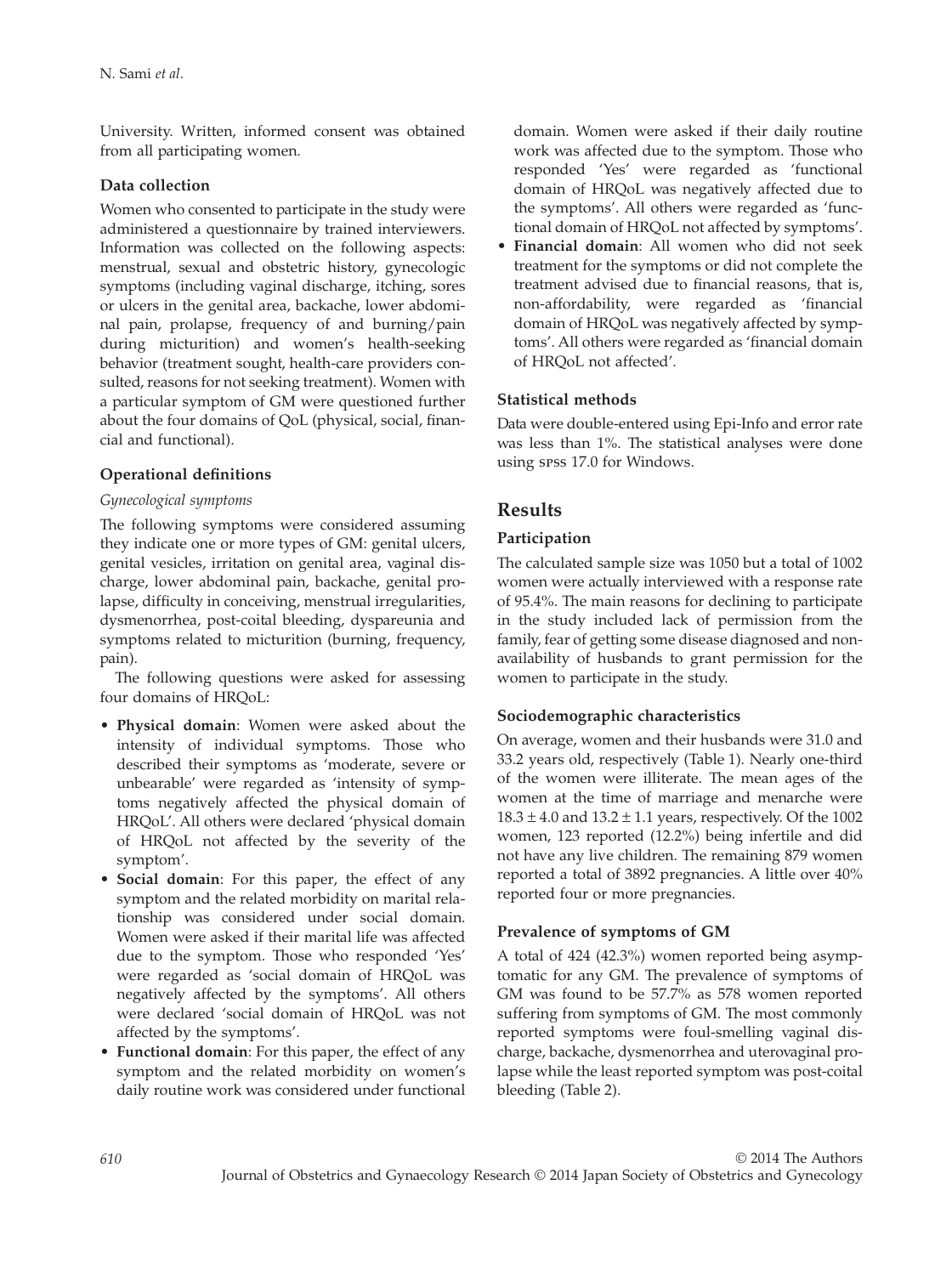University. Written, informed consent was obtained from all participating women.

### Data collection

Women who consented to participate in the study were administered a questionnaire by trained interviewers. Information was collected on the following aspects: menstrual, sexual and obstetric history, gynecologic symptoms (including vaginal discharge, itching, sores or ulcers in the genital area, backache, lower abdominal pain, prolapse, frequency of and burning/pain during micturition) and women's health-seeking behavior (treatment sought, health-care providers consulted, reasons for not seeking treatment). Women with a particular symptom of GM were questioned further about the four domains of QoL (physical, social, financial and functional).

### Operational definitions

*Gynecological symptoms*

The following symptoms were considered assuming they indicate one or more types of GM: genital ulcers, genital vesicles, irritation on genital area, vaginal discharge, lower abdominal pain, backache, genital prolapse, difficulty in conceiving, menstrual irregularities, dysmenorrhea, post-coital bleeding, dyspareunia and symptoms related to micturition (burning, frequency, pain).

The following questions were asked for assessing four domains of HRQoL:

- **Physical domain**: Women were asked about the intensity of individual symptoms. Those who described their symptoms as 'moderate, severe or unbearable' were regarded as 'intensity of symptoms negatively affected the physical domain of HRQoL'. All others were declared 'physical domain of HRQoL not affected by the severity of the symptom'.
- **Social domain**: For this paper, the effect of any symptom and the related morbidity on marital relationship was considered under social domain. Women were asked if their marital life was affected due to the symptom. Those who responded 'Yes' were regarded as 'social domain of HRQoL was negatively affected by the symptoms'. All others were declared 'social domain of HRQoL was not affected by the symptoms'.
- **Functional domain**: For this paper, the effect of any symptom and the related morbidity on women's daily routine work was considered under functional domain. Women were asked if their daily routine work was affected due to the symptom. Those who responded 'Yes' were regarded as 'functional domain of HRQoL was negatively affected due to the symptoms'. All others were regarded as 'functional domain of HRQoL not affected by symptoms'.
- **Financial domain**: All women who did not seek treatment for the symptoms or did not complete the treatment advised due to financial reasons, that is, non-affordability, were regarded as 'financial domain of HRQoL was negatively affected by symptoms'. All others were regarded as 'financial domain of HRQoL not affected'.

### Statistical methods

Data were double-entered using Epi-Info and error rate was less than 1%. The statistical analyses were done using SPSS 17.0 for Windows.

## Results

### Participation

The calculated sample size was 1050 but a total of 1002 women were actually interviewed with a response rate of 95.4%. The main reasons for declining to participate in the study included lack of permission from the family, fear of getting some disease diagnosed and non-availability of husbands to grant permission for the women to participate in the study.

### Sociodemographic characteristics

On average, women and their husbands were 31.0 and 33.2 years old, respectively (Table 1). Nearly one-third of the women were illiterate. The mean ages of the women at the time of marriage and menarche were $18.3 \pm 4.0$ and $13.2 \pm 1.1$ years, respectively. Of the 1002 women, 123 reported (12.2%) being infertile and did not have any live children. The remaining 879 women reported a total of 3892 pregnancies. A little over 40% reported four or more pregnancies.

### Prevalence of symptoms of GM

A total of 424 (42.3%) women reported being asymptomatic for any GM. The prevalence of symptoms of GM was found to be 57.7% as 578 women reported suffering from symptoms of GM. The most commonly reported symptoms were foul-smelling vaginal discharge, backache, dysmenorrhea and uterovaginal prolapse while the least reported symptom was post-coital bleeding (Table 2).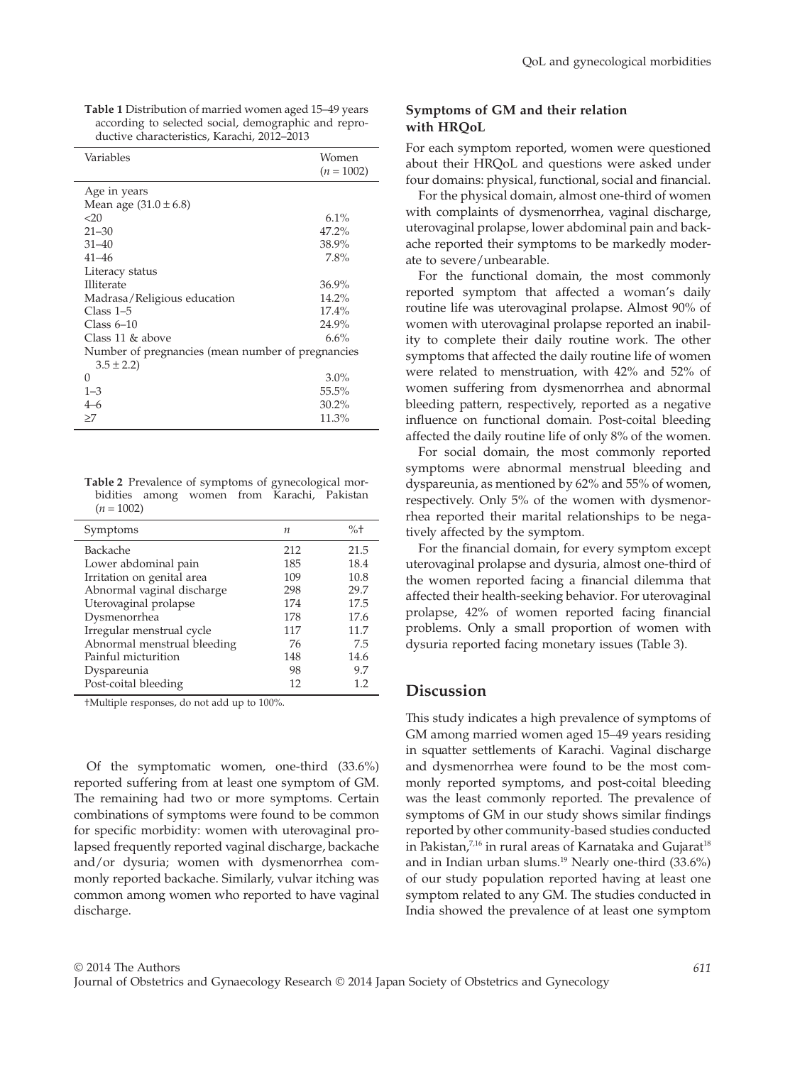**Table 1** Distribution of married women aged 15–49 years according to selected social, demographic and reproductive characteristics, Karachi, 2012–2013

| Variables | Women ($n = 1002$) |
|---|---|
| Age in years | |
| Mean age ($31.0 \pm 6.8$) | |
| <20 | 6.1% |
| 21–30 | 47.2% |
| 31–40 | 38.9% |
| 41–46 | 7.8% |
| Literacy status | |
| Illiterate | 36.9% |
| Madrasa/Religious education | 14.2% |
| Class 1–5 | 17.4% |
| Class 6–10 | 24.9% |
| Class 11 & above | 6.6% |
| Number of pregnancies (mean number of pregnancies $3.5 \pm 2.2$) | |
| 0 | 3.0% |
| 1–3 | 55.5% |
| 4–6 | 30.2% |
| ≥7 | 11.3% |

**Table 2** Prevalence of symptoms of gynecological morbidities among women from Karachi, Pakistan ($n = 1002$)

| Symptoms | $n$ | %† |
|---|---|---|
| Backache | 212 | 21.5 |
| Lower abdominal pain | 185 | 18.4 |
| Irritation on genital area | 109 | 10.8 |
| Abnormal vaginal discharge | 298 | 29.7 |
| Uterovaginal prolapse | 174 | 17.5 |
| Dysmenorrhea | 178 | 17.6 |
| Irregular menstrual cycle | 117 | 11.7 |
| Abnormal menstrual bleeding | 76 | 7.5 |
| Painful micturition | 148 | 14.6 |
| Dyspareunia | 98 | 9.7 |
| Post-coital bleeding | 12 | 1.2 |

†Multiple responses, do not add up to 100%.

Of the symptomatic women, one-third (33.6%) reported suffering from at least one symptom of GM. The remaining had two or more symptoms. Certain combinations of symptoms were found to be common for specific morbidity: women with uterovaginal prolapsed frequently reported vaginal discharge, backache and/or dysuria; women with dysmenorrhea commonly reported backache. Similarly, vulvar itching was common among women who reported to have vaginal discharge.

### Symptoms of GM and their relation with HRQoL

For each symptom reported, women were questioned about their HRQoL and questions were asked under four domains: physical, functional, social and financial.

For the physical domain, almost one-third of women with complaints of dysmenorrhea, vaginal discharge, uterovaginal prolapse, lower abdominal pain and backache reported their symptoms to be markedly moderate to severe/unbearable.

For the functional domain, the most commonly reported symptom that affected a woman's daily routine life was uterovaginal prolapse. Almost 90% of women with uterovaginal prolapse reported an inability to complete their daily routine work. The other symptoms that affected the daily routine life of women were related to menstruation, with 42% and 52% of women suffering from dysmenorrhea and abnormal bleeding pattern, respectively, reported as a negative influence on functional domain. Post-coital bleeding affected the daily routine life of only 8% of the women.

For social domain, the most commonly reported symptoms were abnormal menstrual bleeding and dyspareunia, as mentioned by 62% and 55% of women, respectively. Only 5% of the women with dysmenorrhea reported their marital relationships to be negatively affected by the symptom.

For the financial domain, for every symptom except uterovaginal prolapse and dysuria, almost one-third of the women reported facing a financial dilemma that affected their health-seeking behavior. For uterovaginal prolapse, 42% of women reported facing financial problems. Only a small proportion of women with dysuria reported facing monetary issues (Table 3).

## Discussion

This study indicates a high prevalence of symptoms of GM among married women aged 15–49 years residing in squatter settlements of Karachi. Vaginal discharge and dysmenorrhea were found to be the most commonly reported symptoms, and post-coital bleeding was the least commonly reported. The prevalence of symptoms of GM in our study shows similar findings reported by other community-based studies conducted in Pakistan,[7,16] in rural areas of Karnataka and Gujarat[18] and in Indian urban slums.[19] Nearly one-third (33.6%) of our study population reported having at least one symptom related to any GM. The studies conducted in India showed the prevalence of at least one symptom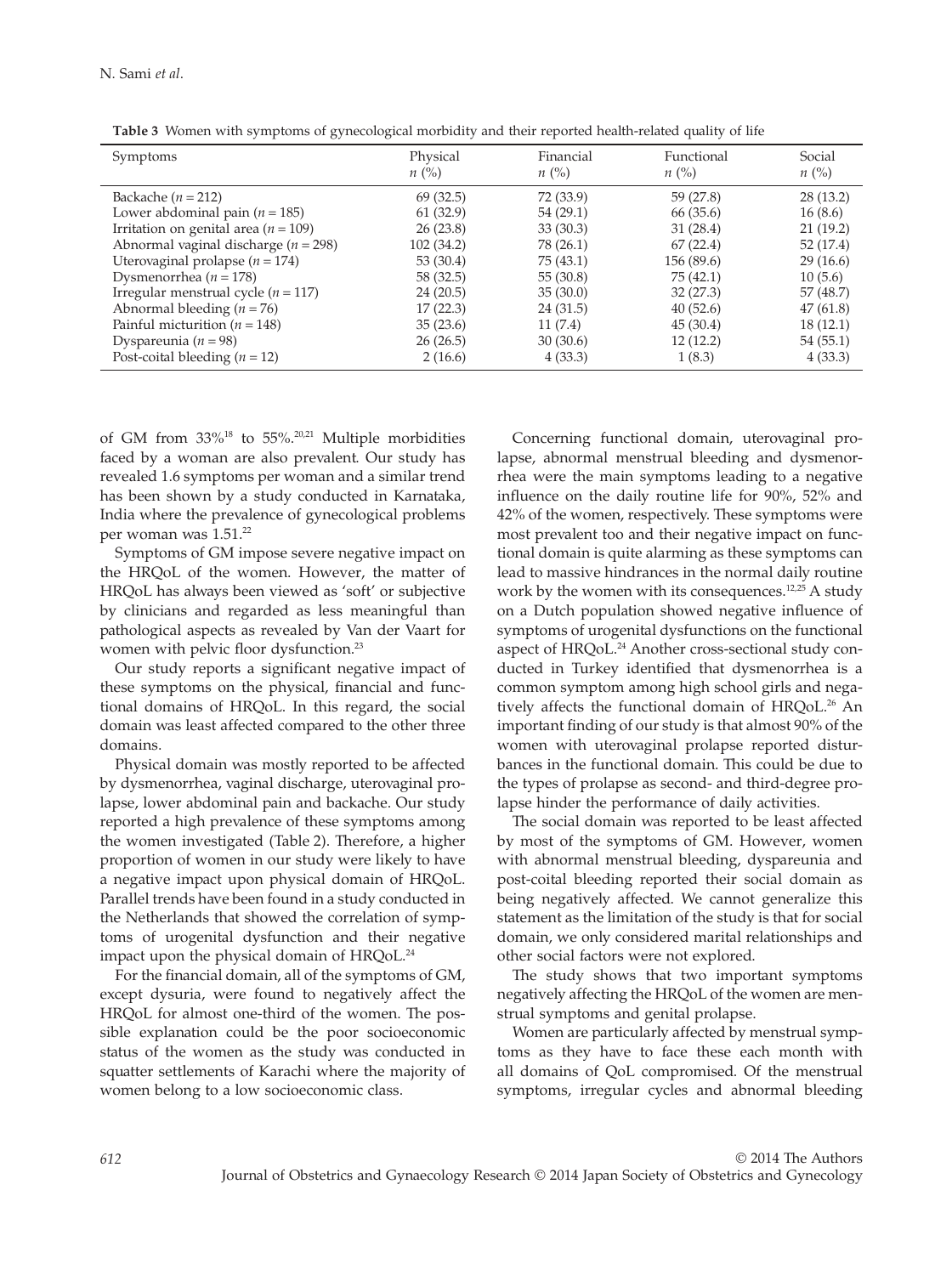**Table 3** Women with symptoms of gynecological morbidity and their reported health-related quality of life

| Symptoms | Physical $n$ (%) | Financial $n$ (%) | Functional $n$ (%) | Social $n$ (%) |
|---|---|---|---|---|
| Backache ($n = 212$) | 69 (32.5) | 72 (33.9) | 59 (27.8) | 28 (13.2) |
| Lower abdominal pain ($n = 185$) | 61 (32.9) | 54 (29.1) | 66 (35.6) | 16 (8.6) |
| Irritation on genital area ($n = 109$) | 26 (23.8) | 33 (30.3) | 31 (28.4) | 21 (19.2) |
| Abnormal vaginal discharge ($n = 298$) | 102 (34.2) | 78 (26.1) | 67 (22.4) | 52 (17.4) |
| Uterovaginal prolapse ($n = 174$) | 53 (30.4) | 75 (43.1) | 156 (89.6) | 29 (16.6) |
| Dysmenorrhea ($n = 178$) | 58 (32.5) | 55 (30.8) | 75 (42.1) | 10 (5.6) |
| Irregular menstrual cycle ($n = 117$) | 24 (20.5) | 35 (30.0) | 32 (27.3) | 57 (48.7) |
| Abnormal bleeding ($n = 76$) | 17 (22.3) | 24 (31.5) | 40 (52.6) | 47 (61.8) |
| Painful micturition ($n = 148$) | 35 (23.6) | 11 (7.4) | 45 (30.4) | 18 (12.1) |
| Dyspareunia ($n = 98$) | 26 (26.5) | 30 (30.6) | 12 (12.2) | 54 (55.1) |
| Post-coital bleeding ($n = 12$) | 2 (16.6) | 4 (33.3) | 1 (8.3) | 4 (33.3) |

of GM from 33%[18] to 55%.[20,21] Multiple morbidities faced by a woman are also prevalent. Our study has revealed 1.6 symptoms per woman and a similar trend has been shown by a study conducted in Karnataka, India where the prevalence of gynecological problems per woman was 1.51.[22]

Symptoms of GM impose severe negative impact on the HRQoL of the women. However, the matter of HRQoL has always been viewed as 'soft' or subjective by clinicians and regarded as less meaningful than pathological aspects as revealed by Van der Vaart for women with pelvic floor dysfunction.[23]

Our study reports a significant negative impact of these symptoms on the physical, financial and functional domains of HRQoL. In this regard, the social domain was least affected compared to the other three domains.

Physical domain was mostly reported to be affected by dysmenorrhea, vaginal discharge, uterovaginal prolapse, lower abdominal pain and backache. Our study reported a high prevalence of these symptoms among the women investigated (Table 2). Therefore, a higher proportion of women in our study were likely to have a negative impact upon physical domain of HRQoL. Parallel trends have been found in a study conducted in the Netherlands that showed the correlation of symptoms of urogenital dysfunction and their negative impact upon the physical domain of HRQoL.[24]

For the financial domain, all of the symptoms of GM, except dysuria, were found to negatively affect the HRQoL for almost one-third of the women. The possible explanation could be the poor socioeconomic status of the women as the study was conducted in squatter settlements of Karachi where the majority of women belong to a low socioeconomic class.

Concerning functional domain, uterovaginal prolapse, abnormal menstrual bleeding and dysmenorrhea were the main symptoms leading to a negative influence on the daily routine life for 90%, 52% and 42% of the women, respectively. These symptoms were most prevalent too and their negative impact on functional domain is quite alarming as these symptoms can lead to massive hindrances in the normal daily routine work by the women with its consequences.[12,25] A study on a Dutch population showed negative influence of symptoms of urogenital dysfunctions on the functional aspect of HRQoL.[24] Another cross-sectional study conducted in Turkey identified that dysmenorrhea is a common symptom among high school girls and negatively affects the functional domain of HRQoL.[26] An important finding of our study is that almost 90% of the women with uterovaginal prolapse reported disturbances in the functional domain. This could be due to the types of prolapse as second- and third-degree prolapse hinder the performance of daily activities.

The social domain was reported to be least affected by most of the symptoms of GM. However, women with abnormal menstrual bleeding, dyspareunia and post-coital bleeding reported their social domain as being negatively affected. We cannot generalize this statement as the limitation of the study is that for social domain, we only considered marital relationships and other social factors were not explored.

The study shows that two important symptoms negatively affecting the HRQoL of the women are menstrual symptoms and genital prolapse.

Women are particularly affected by menstrual symptoms as they have to face these each month with all domains of QoL compromised. Of the menstrual symptoms, irregular cycles and abnormal bleeding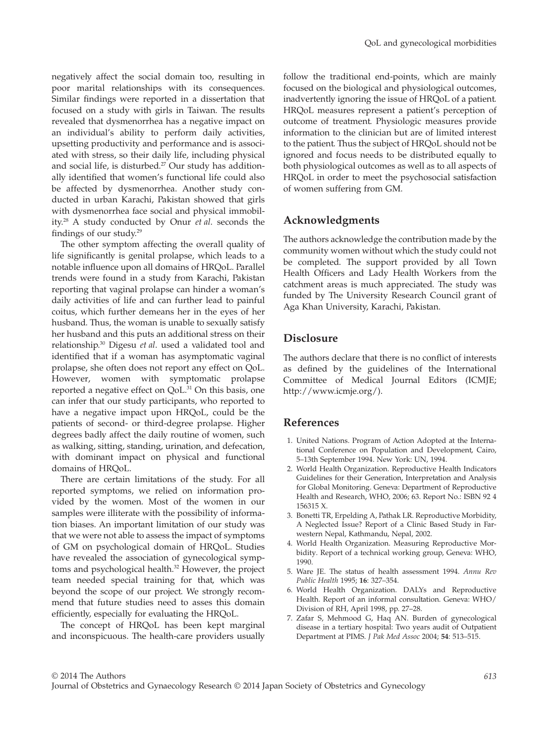negatively affect the social domain too, resulting in poor marital relationships with its consequences. Similar findings were reported in a dissertation that focused on a study with girls in Taiwan. The results revealed that dysmenorrhea has a negative impact on an individual's ability to perform daily activities, upsetting productivity and performance and is associated with stress, so their daily life, including physical and social life, is disturbed.[27] Our study has additionally identified that women's functional life could also be affected by dysmenorrhea. Another study conducted in urban Karachi, Pakistan showed that girls with dysmenorrhea face social and physical immobility.[28] A study conducted by Onur *et al*. seconds the findings of our study.[29]

The other symptom affecting the overall quality of life significantly is genital prolapse, which leads to a notable influence upon all domains of HRQoL. Parallel trends were found in a study from Karachi, Pakistan reporting that vaginal prolapse can hinder a woman's daily activities of life and can further lead to painful coitus, which further demeans her in the eyes of her husband. Thus, the woman is unable to sexually satisfy her husband and this puts an additional stress on their relationship.[30] Digesu *et al*. used a validated tool and identified that if a woman has asymptomatic vaginal prolapse, she often does not report any effect on QoL. However, women with symptomatic prolapse reported a negative effect on QoL.[31] On this basis, one can infer that our study participants, who reported to have a negative impact upon HRQoL, could be the patients of second- or third-degree prolapse. Higher degrees badly affect the daily routine of women, such as walking, sitting, standing, urination, and defecation, with dominant impact on physical and functional domains of HRQoL.

There are certain limitations of the study. For all reported symptoms, we relied on information provided by the women. Most of the women in our samples were illiterate with the possibility of information biases. An important limitation of our study was that we were not able to assess the impact of symptoms of GM on psychological domain of HRQoL. Studies have revealed the association of gynecological symptoms and psychological health.[32] However, the project team needed special training for that, which was beyond the scope of our project. We strongly recommend that future studies need to asses this domain efficiently, especially for evaluating the HRQoL.

The concept of HRQoL has been kept marginal and inconspicuous. The health-care providers usually follow the traditional end-points, which are mainly focused on the biological and physiological outcomes, inadvertently ignoring the issue of HRQoL of a patient. HRQoL measures represent a patient's perception of outcome of treatment. Physiologic measures provide information to the clinician but are of limited interest to the patient. Thus the subject of HRQoL should not be ignored and focus needs to be distributed equally to both physiological outcomes as well as to all aspects of HRQoL in order to meet the psychosocial satisfaction of women suffering from GM.

## Acknowledgments

The authors acknowledge the contribution made by the community women without which the study could not be completed. The support provided by all Town Health Officers and Lady Health Workers from the catchment areas is much appreciated. The study was funded by The University Research Council grant of Aga Khan University, Karachi, Pakistan.

## Disclosure

The authors declare that there is no conflict of interests as defined by the guidelines of the International Committee of Medical Journal Editors (ICMJE; http://www.icmje.org/).

## References

1. United Nations. Program of Action Adopted at the International Conference on Population and Development, Cairo, 5–13th September 1994. New York: UN, 1994.
2. World Health Organization. Reproductive Health Indicators Guidelines for their Generation, Interpretation and Analysis for Global Monitoring. Geneva: Department of Reproductive Health and Research, WHO, 2006; 63. Report No.: ISBN 92 4 156315 X.
3. Bonetti TR, Erpelding A, Pathak LR. Reproductive Morbidity, A Neglected Issue? Report of a Clinic Based Study in Farwestern Nepal, Kathmandu, Nepal, 2002.
4. World Health Organization. Measuring Reproductive Morbidity. Report of a technical working group, Geneva: WHO, 1990.
5. Ware JE. The status of health assessment 1994. *Annu Rev Public Health* 1995; **16**: 327–354.
6. World Health Organization. DALYs and Reproductive Health. Report of an informal consultation. Geneva: WHO/Division of RH, April 1998, pp. 27–28.
7. Zafar S, Mehmood G, Haq AN. Burden of gynecological disease in a tertiary hospital: Two years audit of Outpatient Department at PIMS. *J Pak Med Assoc* 2004; **54**: 513–515.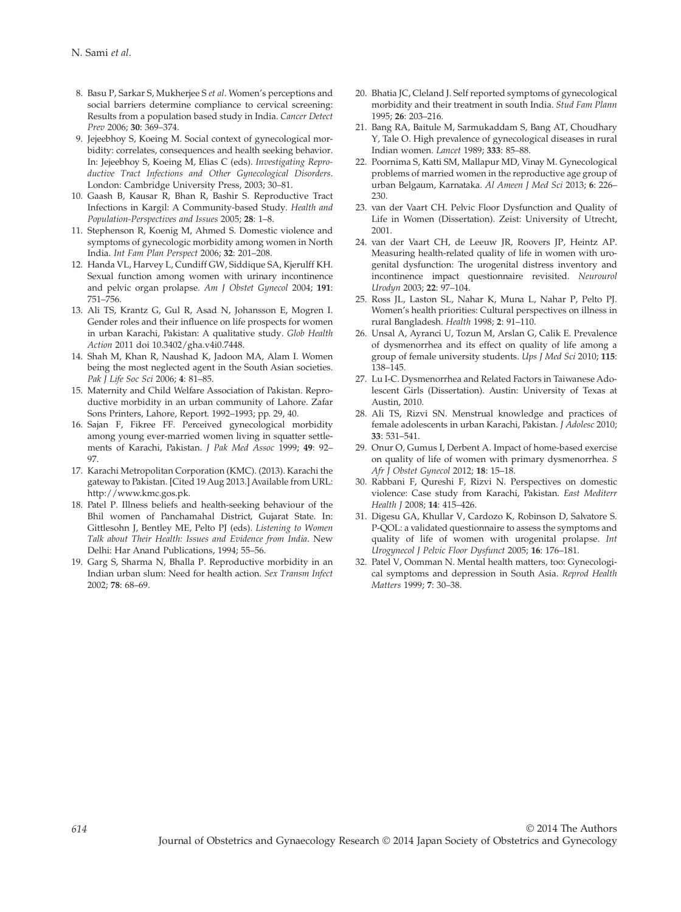8. Basu P, Sarkar S, Mukherjee S *et al*. Women's perceptions and social barriers determine compliance to cervical screening: Results from a population based study in India. *Cancer Detect Prev* 2006; **30**: 369–374.
9. Jejeebhoy S, Koeing M. Social context of gynecological morbidity: correlates, consequences and health seeking behavior. In: Jejeebhoy S, Koeing M, Elias C (eds). *Investigating Reproductive Tract Infections and Other Gynecological Disorders*. London: Cambridge University Press, 2003; 30–81.
10. Gaash B, Kausar R, Bhan R, Bashir S. Reproductive Tract Infections in Kargil: A Community-based Study. *Health and Population-Perspectives and Issues* 2005; **28**: 1–8.
11. Stephenson R, Koenig M, Ahmed S. Domestic violence and symptoms of gynecologic morbidity among women in North India. *Int Fam Plan Perspect* 2006; **32**: 201–208.
12. Handa VL, Harvey L, Cundiff GW, Siddique SA, Kjerulff KH. Sexual function among women with urinary incontinence and pelvic organ prolapse. *Am J Obstet Gynecol* 2004; **191**: 751–756.
13. Ali TS, Krantz G, Gul R, Asad N, Johansson E, Mogren I. Gender roles and their influence on life prospects for women in urban Karachi, Pakistan: A qualitative study. *Glob Health Action* 2011 doi 10.3402/gha.v4i0.7448.
14. Shah M, Khan R, Naushad K, Jadoon MA, Alam I. Women being the most neglected agent in the South Asian societies. *Pak J Life Soc Sci* 2006; **4**: 81–85.
15. Maternity and Child Welfare Association of Pakistan. Reproductive morbidity in an urban community of Lahore. Zafar Sons Printers, Lahore, Report. 1992–1993; pp. 29, 40.
16. Sajan F, Fikree FF. Perceived gynecological morbidity among young ever-married women living in squatter settlements of Karachi, Pakistan. *J Pak Med Assoc* 1999; **49**: 92–97.
17. Karachi Metropolitan Corporation (KMC). (2013). Karachi the gateway to Pakistan. [Cited 19 Aug 2013.] Available from URL: http://www.kmc.gos.pk.
18. Patel P. Illness beliefs and health-seeking behaviour of the Bhil women of Panchamahal District, Gujarat State. In: Gittlesohn J, Bentley ME, Pelto PJ (eds). *Listening to Women Talk about Their Health: Issues and Evidence from India*. New Delhi: Har Anand Publications, 1994; 55–56.
19. Garg S, Sharma N, Bhalla P. Reproductive morbidity in an Indian urban slum: Need for health action. *Sex Transm Infect* 2002; **78**: 68–69.
20. Bhatia JC, Cleland J. Self reported symptoms of gynecological morbidity and their treatment in south India. *Stud Fam Plann* 1995; **26**: 203–216.
21. Bang RA, Baitule M, Sarmukaddam S, Bang AT, Choudhary Y, Tale O. High prevalence of gynecological diseases in rural Indian women. *Lancet* 1989; **333**: 85–88.
22. Poornima S, Katti SM, Mallapur MD, Vinay M. Gynecological problems of married women in the reproductive age group of urban Belgaum, Karnataka. *Al Ameen J Med Sci* 2013; **6**: 226–230.
23. van der Vaart CH. Pelvic Floor Dysfunction and Quality of Life in Women (Dissertation). Zeist: University of Utrecht, 2001.
24. van der Vaart CH, de Leeuw JR, Roovers JP, Heintz AP. Measuring health-related quality of life in women with urogenital dysfunction: The urogenital distress inventory and incontinence impact questionnaire revisited. *Neurourol Urodyn* 2003; **22**: 97–104.
25. Ross JL, Laston SL, Nahar K, Muna L, Nahar P, Pelto PJ. Women's health priorities: Cultural perspectives on illness in rural Bangladesh. *Health* 1998; **2**: 91–110.
26. Unsal A, Ayranci U, Tozun M, Arslan G, Calik E. Prevalence of dysmenorrhea and its effect on quality of life among a group of female university students. *Ups J Med Sci* 2010; **115**: 138–145.
27. Lu I-C. Dysmenorrhea and Related Factors in Taiwanese Adolescent Girls (Dissertation). Austin: University of Texas at Austin, 2010.
28. Ali TS, Rizvi SN. Menstrual knowledge and practices of female adolescents in urban Karachi, Pakistan. *J Adolesc* 2010; **33**: 531–541.
29. Onur O, Gumus I, Derbent A. Impact of home-based exercise on quality of life of women with primary dysmenorrhea. *S Afr J Obstet Gynecol* 2012; **18**: 15–18.
30. Rabbani F, Qureshi F, Rizvi N. Perspectives on domestic violence: Case study from Karachi, Pakistan. *East Mediterr Health J* 2008; **14**: 415–426.
31. Digesu GA, Khullar V, Cardozo K, Robinson D, Salvatore S. P-QOL: a validated questionnaire to assess the symptoms and quality of life of women with urogenital prolapse. *Int Urogynecol J Pelvic Floor Dysfunct* 2005; **16**: 176–181.
32. Patel V, Oomman N. Mental health matters, too: Gynecological symptoms and depression in South Asia. *Reprod Health Matters* 1999; **7**: 30–38.